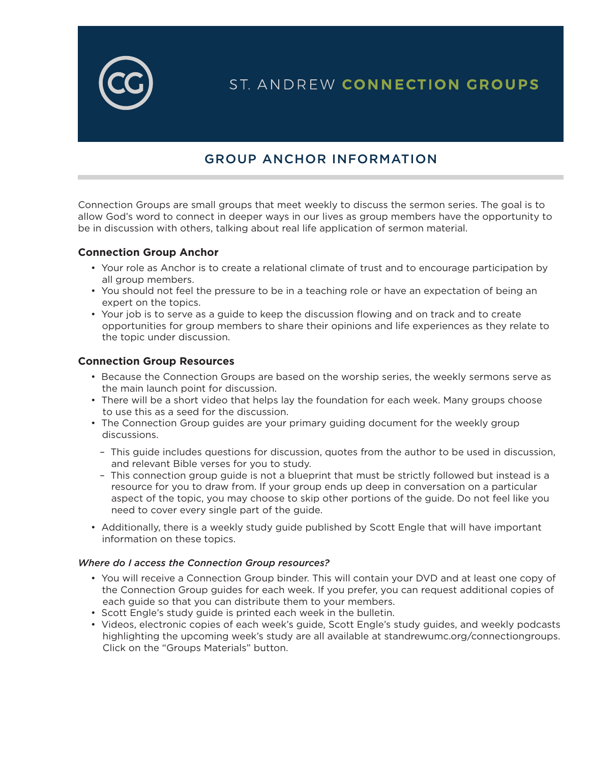# ST. ANDREW CONNECTION GROUPS

## GROUP ANCHOR INFORMATION

Connection Groups are small groups that meet weekly to discuss the sermon series. The goal is to allow God's word to connect in deeper ways in our lives as group members have the opportunity to be in discussion with others, talking about real life application of sermon material.

### Connection Group Anchor

- Your role as Anchor is to create a relational climate of trust and to encourage participation by all group members.
- You should not feel the pressure to be in a teaching role or have an expectation of being an expert on the topics.
- Your job is to serve as a guide to keep the discussion flowing and on track and to create opportunities for group members to share their opinions and life experiences as they relate to the topic under discussion.

### Connection Group Resources

- Because the Connection Groups are based on the worship series, the weekly sermons serve as the main launch point for discussion.
- There will be a short video that helps lay the foundation for each week. Many groups choose to use this as a seed for the discussion.
- The Connection Group guides are your primary guiding document for the weekly group discussions.
  - This guide includes questions for discussion, quotes from the author to be used in discussion, and relevant Bible verses for you to study.
  - This connection group guide is not a blueprint that must be strictly followed but instead is a resource for you to draw from. If your group ends up deep in conversation on a particular aspect of the topic, you may choose to skip other portions of the guide. Do not feel like you need to cover every single part of the guide.
- Additionally, there is a weekly study guide published by Scott Engle that will have important information on these topics.

*Where do I access the Connection Group resources?*

- You will receive a Connection Group binder. This will contain your DVD and at least one copy of the Connection Group guides for each week. If you prefer, you can request additional copies of each guide so that you can distribute them to your members.
- Scott Engle's study guide is printed each week in the bulletin.
- Videos, electronic copies of each week's guide, Scott Engle's study guides, and weekly podcasts highlighting the upcoming week's study are all available at standrewumc.org/connectiongroups. Click on the "Groups Materials" button.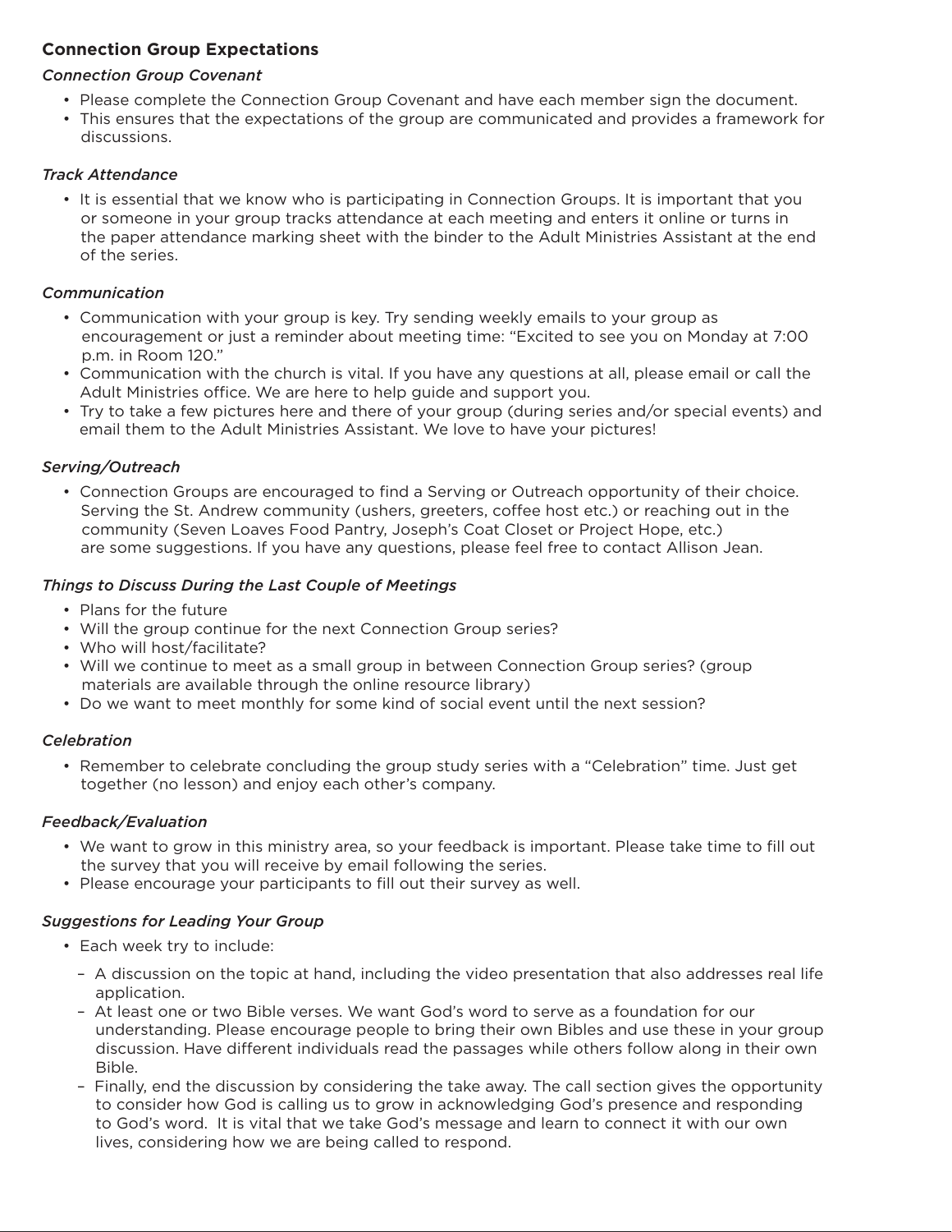## Connection Group Expectations

*Connection Group Covenant*

- Please complete the Connection Group Covenant and have each member sign the document.
- This ensures that the expectations of the group are communicated and provides a framework for discussions.

*Track Attendance*

- It is essential that we know who is participating in Connection Groups. It is important that you or someone in your group tracks attendance at each meeting and enters it online or turns in the paper attendance marking sheet with the binder to the Adult Ministries Assistant at the end of the series.

*Communication*

- Communication with your group is key. Try sending weekly emails to your group as encouragement or just a reminder about meeting time: "Excited to see you on Monday at 7:00 p.m. in Room 120."
- Communication with the church is vital. If you have any questions at all, please email or call the Adult Ministries office. We are here to help guide and support you.
- Try to take a few pictures here and there of your group (during series and/or special events) and email them to the Adult Ministries Assistant. We love to have your pictures!

*Serving/Outreach*

- Connection Groups are encouraged to find a Serving or Outreach opportunity of their choice. Serving the St. Andrew community (ushers, greeters, coffee host etc.) or reaching out in the community (Seven Loaves Food Pantry, Joseph's Coat Closet or Project Hope, etc.) are some suggestions. If you have any questions, please feel free to contact Allison Jean.

*Things to Discuss During the Last Couple of Meetings*

- Plans for the future
- Will the group continue for the next Connection Group series?
- Who will host/facilitate?
- Will we continue to meet as a small group in between Connection Group series? (group materials are available through the online resource library)
- Do we want to meet monthly for some kind of social event until the next session?

*Celebration*

- Remember to celebrate concluding the group study series with a "Celebration" time. Just get together (no lesson) and enjoy each other's company.

*Feedback/Evaluation*

- We want to grow in this ministry area, so your feedback is important. Please take time to fill out the survey that you will receive by email following the series.
- Please encourage your participants to fill out their survey as well.

*Suggestions for Leading Your Group*

- Each week try to include:
  - A discussion on the topic at hand, including the video presentation that also addresses real life application.
  - At least one or two Bible verses. We want God's word to serve as a foundation for our understanding. Please encourage people to bring their own Bibles and use these in your group discussion. Have different individuals read the passages while others follow along in their own Bible.
  - Finally, end the discussion by considering the take away. The call section gives the opportunity to consider how God is calling us to grow in acknowledging God's presence and responding to God's word. It is vital that we take God's message and learn to connect it with our own lives, considering how we are being called to respond.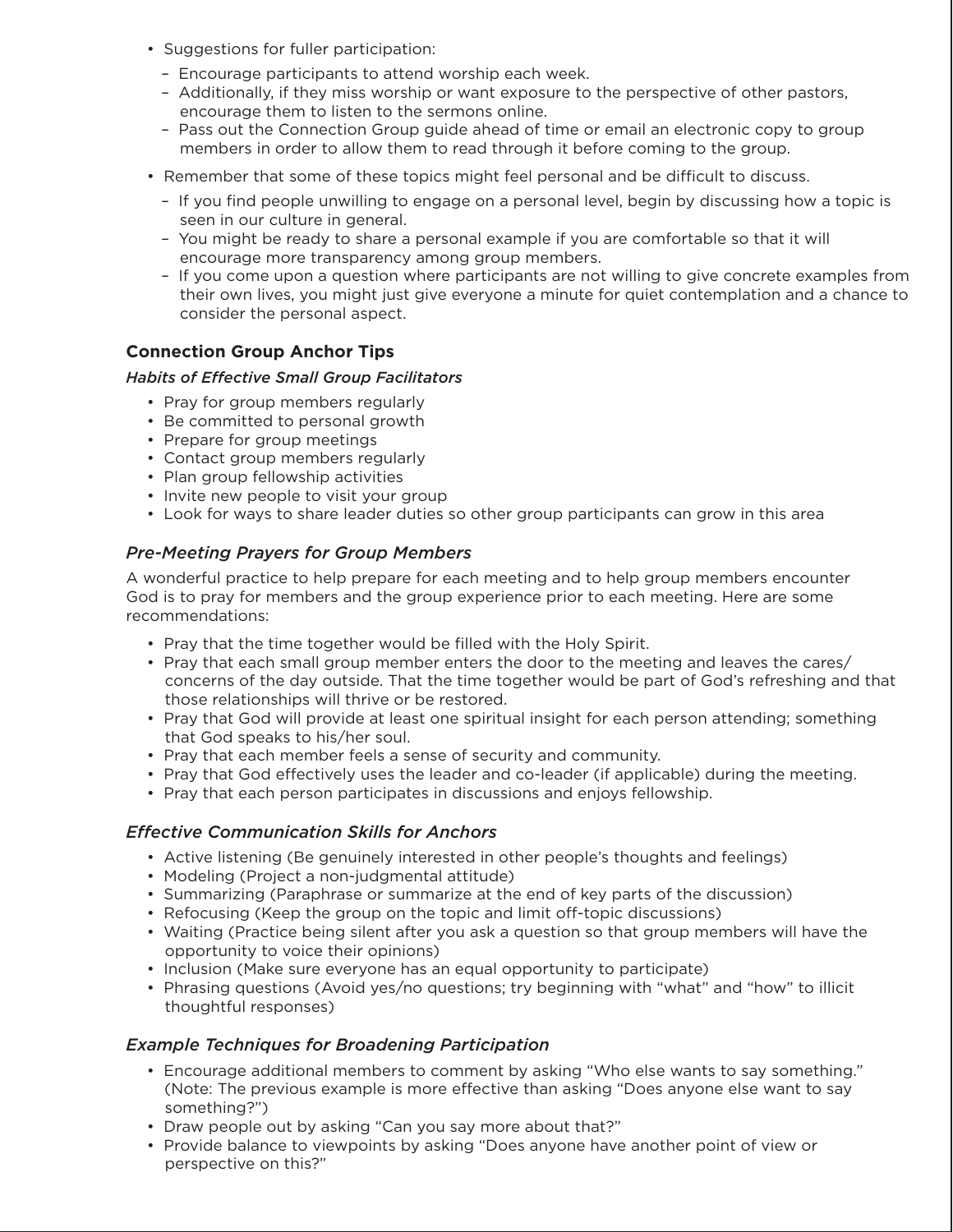- Suggestions for fuller participation:
  - Encourage participants to attend worship each week.
  - Additionally, if they miss worship or want exposure to the perspective of other pastors, encourage them to listen to the sermons online.
  - Pass out the Connection Group guide ahead of time or email an electronic copy to group members in order to allow them to read through it before coming to the group.
- Remember that some of these topics might feel personal and be difficult to discuss.
  - If you find people unwilling to engage on a personal level, begin by discussing how a topic is seen in our culture in general.
  - You might be ready to share a personal example if you are comfortable so that it will encourage more transparency among group members.
  - If you come upon a question where participants are not willing to give concrete examples from their own lives, you might just give everyone a minute for quiet contemplation and a chance to consider the personal aspect.

### Connection Group Anchor Tips

*Habits of Effective Small Group Facilitators*

- Pray for group members regularly
- Be committed to personal growth
- Prepare for group meetings
- Contact group members regularly
- Plan group fellowship activities
- Invite new people to visit your group
- Look for ways to share leader duties so other group participants can grow in this area

#### *Pre-Meeting Prayers for Group Members*

A wonderful practice to help prepare for each meeting and to help group members encounter God is to pray for members and the group experience prior to each meeting. Here are some recommendations:

- Pray that the time together would be filled with the Holy Spirit.
- Pray that each small group member enters the door to the meeting and leaves the cares/concerns of the day outside. That the time together would be part of God's refreshing and that those relationships will thrive or be restored.
- Pray that God will provide at least one spiritual insight for each person attending; something that God speaks to his/her soul.
- Pray that each member feels a sense of security and community.
- Pray that God effectively uses the leader and co-leader (if applicable) during the meeting.
- Pray that each person participates in discussions and enjoys fellowship.

#### *Effective Communication Skills for Anchors*

- Active listening (Be genuinely interested in other people's thoughts and feelings)
- Modeling (Project a non-judgmental attitude)
- Summarizing (Paraphrase or summarize at the end of key parts of the discussion)
- Refocusing (Keep the group on the topic and limit off-topic discussions)
- Waiting (Practice being silent after you ask a question so that group members will have the opportunity to voice their opinions)
- Inclusion (Make sure everyone has an equal opportunity to participate)
- Phrasing questions (Avoid yes/no questions; try beginning with "what" and "how" to illicit thoughtful responses)

#### *Example Techniques for Broadening Participation*

- Encourage additional members to comment by asking "Who else wants to say something." (Note: The previous example is more effective than asking "Does anyone else want to say something?")
- Draw people out by asking "Can you say more about that?"
- Provide balance to viewpoints by asking "Does anyone have another point of view or perspective on this?"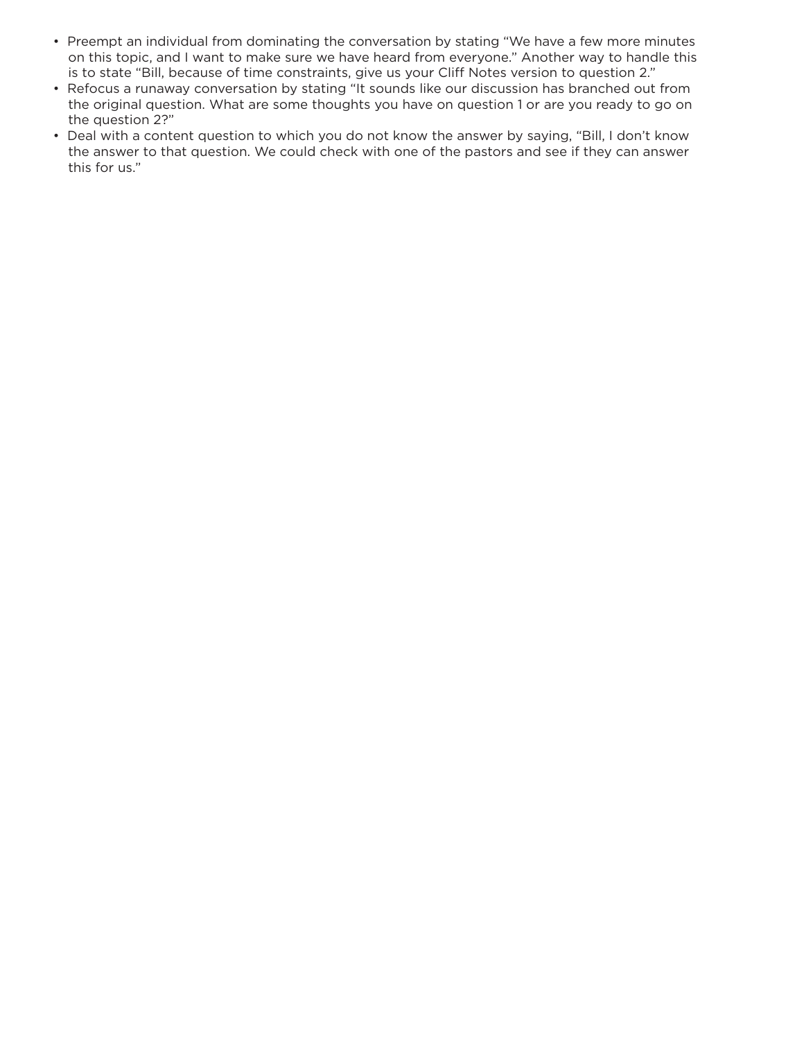- Preempt an individual from dominating the conversation by stating "We have a few more minutes on this topic, and I want to make sure we have heard from everyone." Another way to handle this is to state "Bill, because of time constraints, give us your Cliff Notes version to question 2."
- Refocus a runaway conversation by stating "It sounds like our discussion has branched out from the original question. What are some thoughts you have on question 1 or are you ready to go on the question 2?"
- Deal with a content question to which you do not know the answer by saying, "Bill, I don't know the answer to that question. We could check with one of the pastors and see if they can answer this for us."